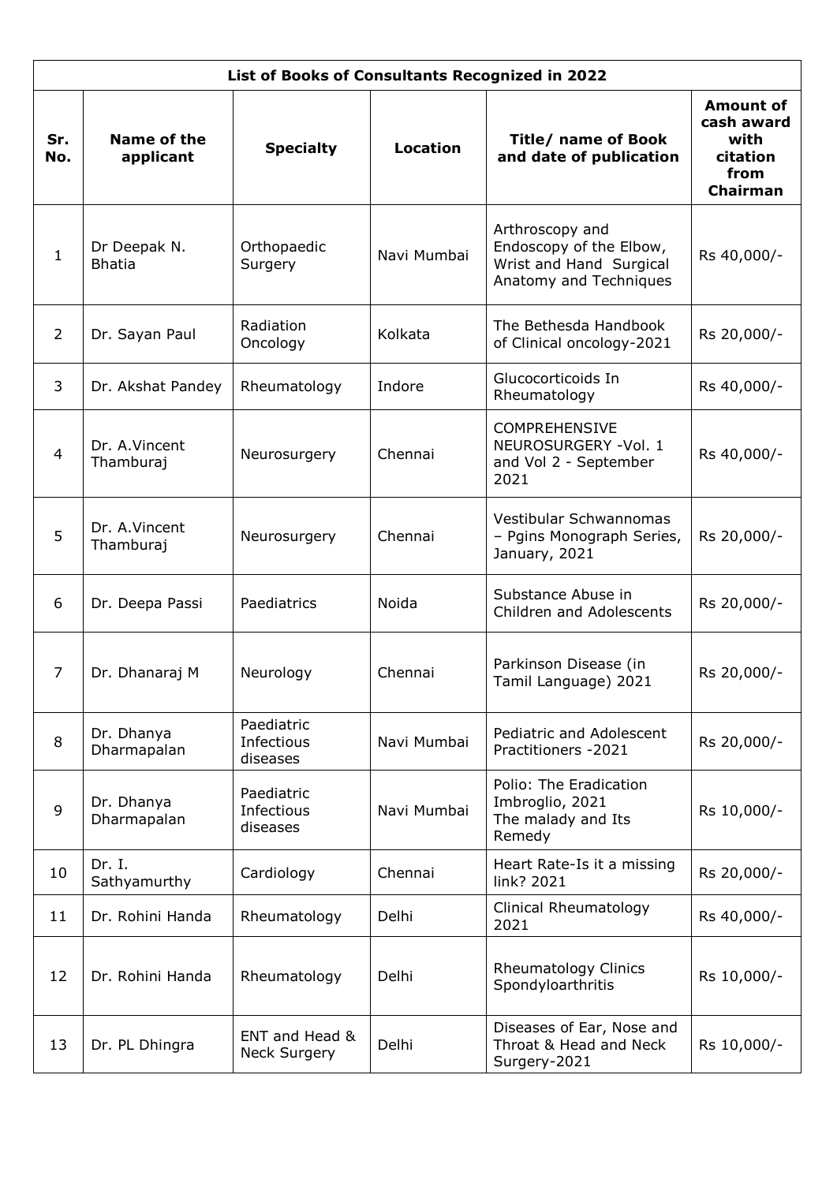| List of Books of Consultants Recognized in 2022 | | | | | |
|---|---|---|---|---|---|
| **Sr. No.** | **Name of the applicant** | **Specialty** | **Location** | **Title/ name of Book and date of publication** | **Amount of cash award with citation from Chairman** |
| 1 | Dr Deepak N. Bhatia | Orthopaedic Surgery | Navi Mumbai | Arthroscopy and Endoscopy of the Elbow, Wrist and Hand Surgical Anatomy and Techniques | Rs 40,000/- |
| 2 | Dr. Sayan Paul | Radiation Oncology | Kolkata | The Bethesda Handbook of Clinical oncology-2021 | Rs 20,000/- |
| 3 | Dr. Akshat Pandey | Rheumatology | Indore | Glucocorticoids In Rheumatology | Rs 40,000/- |
| 4 | Dr. A.Vincent Thamburaj | Neurosurgery | Chennai | COMPREHENSIVE NEUROSURGERY -Vol. 1 and Vol 2 - September 2021 | Rs 40,000/- |
| 5 | Dr. A.Vincent Thamburaj | Neurosurgery | Chennai | Vestibular Schwannomas – Pgins Monograph Series, January, 2021 | Rs 20,000/- |
| 6 | Dr. Deepa Passi | Paediatrics | Noida | Substance Abuse in Children and Adolescents | Rs 20,000/- |
| 7 | Dr. Dhanaraj M | Neurology | Chennai | Parkinson Disease (in Tamil Language) 2021 | Rs 20,000/- |
| 8 | Dr. Dhanya Dharmapalan | Paediatric Infectious diseases | Navi Mumbai | Pediatric and Adolescent Practitioners -2021 | Rs 20,000/- |
| 9 | Dr. Dhanya Dharmapalan | Paediatric Infectious diseases | Navi Mumbai | Polio: The Eradication Imbroglio, 2021 The malady and Its Remedy | Rs 10,000/- |
| 10 | Dr. I. Sathyamurthy | Cardiology | Chennai | Heart Rate-Is it a missing link? 2021 | Rs 20,000/- |
| 11 | Dr. Rohini Handa | Rheumatology | Delhi | Clinical Rheumatology 2021 | Rs 40,000/- |
| 12 | Dr. Rohini Handa | Rheumatology | Delhi | Rheumatology Clinics Spondyloarthritis | Rs 10,000/- |
| 13 | Dr. PL Dhingra | ENT and Head & Neck Surgery | Delhi | Diseases of Ear, Nose and Throat & Head and Neck Surgery-2021 | Rs 10,000/- |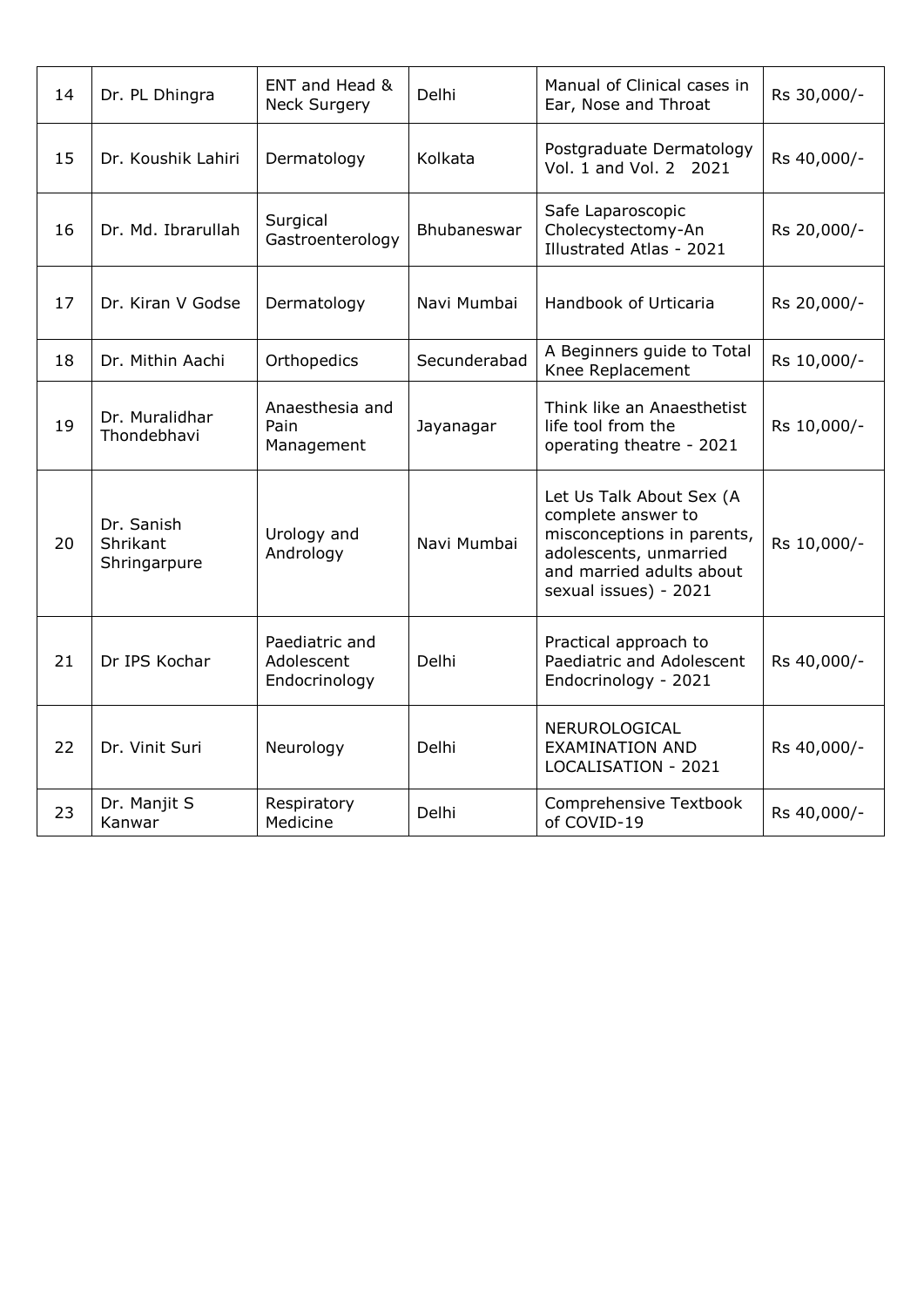| | | | | | |
|---|---|---|---|---|---|
| 14 | Dr. PL Dhingra | ENT and Head & Neck Surgery | Delhi | Manual of Clinical cases in Ear, Nose and Throat | Rs 30,000/- |
| 15 | Dr. Koushik Lahiri | Dermatology | Kolkata | Postgraduate Dermatology Vol. 1 and Vol. 2 2021 | Rs 40,000/- |
| 16 | Dr. Md. Ibrarullah | Surgical Gastroenterology | Bhubaneswar | Safe Laparoscopic Cholecystectomy-An Illustrated Atlas - 2021 | Rs 20,000/- |
| 17 | Dr. Kiran V Godse | Dermatology | Navi Mumbai | Handbook of Urticaria | Rs 20,000/- |
| 18 | Dr. Mithin Aachi | Orthopedics | Secunderabad | A Beginners guide to Total Knee Replacement | Rs 10,000/- |
| 19 | Dr. Muralidhar Thondebhavi | Anaesthesia and Pain Management | Jayanagar | Think like an Anaesthetist life tool from the operating theatre - 2021 | Rs 10,000/- |
| 20 | Dr. Sanish Shrikant Shringarpure | Urology and Andrology | Navi Mumbai | Let Us Talk About Sex (A complete answer to misconceptions in parents, adolescents, unmarried and married adults about sexual issues) - 2021 | Rs 10,000/- |
| 21 | Dr IPS Kochar | Paediatric and Adolescent Endocrinology | Delhi | Practical approach to Paediatric and Adolescent Endocrinology - 2021 | Rs 40,000/- |
| 22 | Dr. Vinit Suri | Neurology | Delhi | NERUROLOGICAL EXAMINATION AND LOCALISATION - 2021 | Rs 40,000/- |
| 23 | Dr. Manjit S Kanwar | Respiratory Medicine | Delhi | Comprehensive Textbook of COVID-19 | Rs 40,000/- |